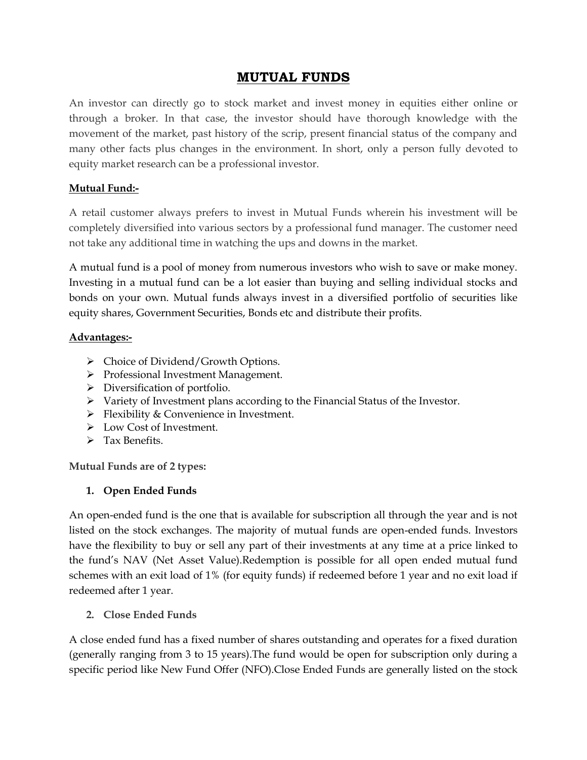# MUTUAL FUNDS

An investor can directly go to stock market and invest money in equities either online or through a broker. In that case, the investor should have thorough knowledge with the movement of the market, past history of the scrip, present financial status of the company and many other facts plus changes in the environment. In short, only a person fully devoted to equity market research can be a professional investor.

**Mutual Fund:-**

A retail customer always prefers to invest in Mutual Funds wherein his investment will be completely diversified into various sectors by a professional fund manager. The customer need not take any additional time in watching the ups and downs in the market.

A mutual fund is a pool of money from numerous investors who wish to save or make money. Investing in a mutual fund can be a lot easier than buying and selling individual stocks and bonds on your own. Mutual funds always invest in a diversified portfolio of securities like equity shares, Government Securities, Bonds etc and distribute their profits.

**Advantages:-**

- Choice of Dividend/Growth Options.
- Professional Investment Management.
- Diversification of portfolio.
- Variety of Investment plans according to the Financial Status of the Investor.
- Flexibility & Convenience in Investment.
- Low Cost of Investment.
- Tax Benefits.

**Mutual Funds are of 2 types:**

1. **Open Ended Funds**

An open-ended fund is the one that is available for subscription all through the year and is not listed on the stock exchanges. The majority of mutual funds are open-ended funds. Investors have the flexibility to buy or sell any part of their investments at any time at a price linked to the fund's NAV (Net Asset Value).Redemption is possible for all open ended mutual fund schemes with an exit load of 1% (for equity funds) if redeemed before 1 year and no exit load if redeemed after 1 year.

2. **Close Ended Funds**

A close ended fund has a fixed number of shares outstanding and operates for a fixed duration (generally ranging from 3 to 15 years).The fund would be open for subscription only during a specific period like New Fund Offer (NFO).Close Ended Funds are generally listed on the stock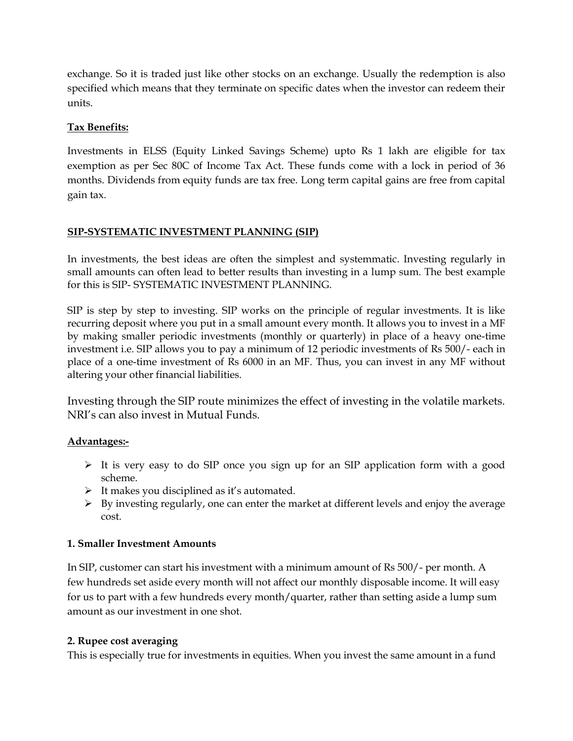exchange. So it is traded just like other stocks on an exchange. Usually the redemption is also specified which means that they terminate on specific dates when the investor can redeem their units.

**Tax Benefits:**

Investments in ELSS (Equity Linked Savings Scheme) upto Rs 1 lakh are eligible for tax exemption as per Sec 80C of Income Tax Act. These funds come with a lock in period of 36 months. Dividends from equity funds are tax free. Long term capital gains are free from capital gain tax.

## SIP-SYSTEMATIC INVESTMENT PLANNING (SIP)

In investments, the best ideas are often the simplest and systemmatic. Investing regularly in small amounts can often lead to better results than investing in a lump sum. The best example for this is SIP- SYSTEMATIC INVESTMENT PLANNING.

SIP is step by step to investing. SIP works on the principle of regular investments. It is like recurring deposit where you put in a small amount every month. It allows you to invest in a MF by making smaller periodic investments (monthly or quarterly) in place of a heavy one-time investment i.e. SIP allows you to pay a minimum of 12 periodic investments of Rs 500/- each in place of a one-time investment of Rs 6000 in an MF. Thus, you can invest in any MF without altering your other financial liabilities.

Investing through the SIP route minimizes the effect of investing in the volatile markets. NRI's can also invest in Mutual Funds.

**Advantages:-**

- It is very easy to do SIP once you sign up for an SIP application form with a good scheme.
- It makes you disciplined as it's automated.
- By investing regularly, one can enter the market at different levels and enjoy the average cost.

**1. Smaller Investment Amounts**

In SIP, customer can start his investment with a minimum amount of Rs 500/- per month. A few hundreds set aside every month will not affect our monthly disposable income. It will easy for us to part with a few hundreds every month/quarter, rather than setting aside a lump sum amount as our investment in one shot.

**2. Rupee cost averaging**

This is especially true for investments in equities. When you invest the same amount in a fund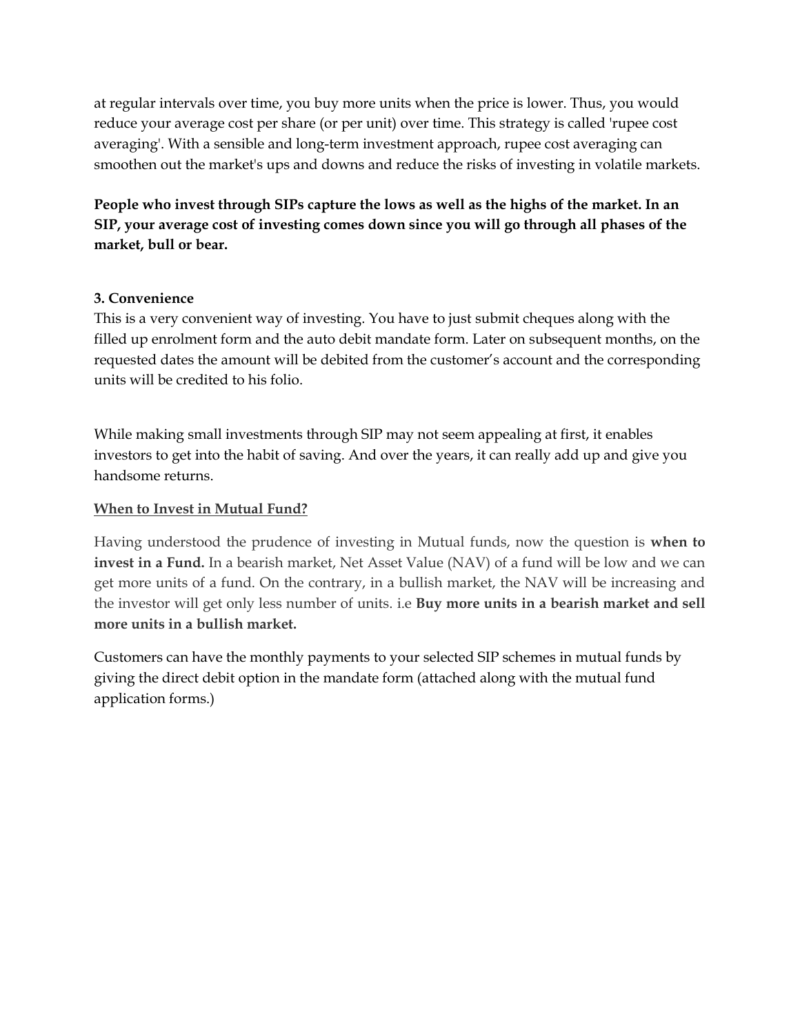at regular intervals over time, you buy more units when the price is lower. Thus, you would reduce your average cost per share (or per unit) over time. This strategy is called 'rupee cost averaging'. With a sensible and long-term investment approach, rupee cost averaging can smoothen out the market's ups and downs and reduce the risks of investing in volatile markets.

**People who invest through SIPs capture the lows as well as the highs of the market. In an SIP, your average cost of investing comes down since you will go through all phases of the market, bull or bear.**

**3. Convenience**

This is a very convenient way of investing. You have to just submit cheques along with the filled up enrolment form and the auto debit mandate form. Later on subsequent months, on the requested dates the amount will be debited from the customer's account and the corresponding units will be credited to his folio.

While making small investments through SIP may not seem appealing at first, it enables investors to get into the habit of saving. And over the years, it can really add up and give you handsome returns.

**<u>When to Invest in Mutual Fund?</u>**

Having understood the prudence of investing in Mutual funds, now the question is **when to invest in a Fund.** In a bearish market, Net Asset Value (NAV) of a fund will be low and we can get more units of a fund. On the contrary, in a bullish market, the NAV will be increasing and the investor will get only less number of units. i.e **Buy more units in a bearish market and sell more units in a bullish market.**

Customers can have the monthly payments to your selected SIP schemes in mutual funds by giving the direct debit option in the mandate form (attached along with the mutual fund application forms.)